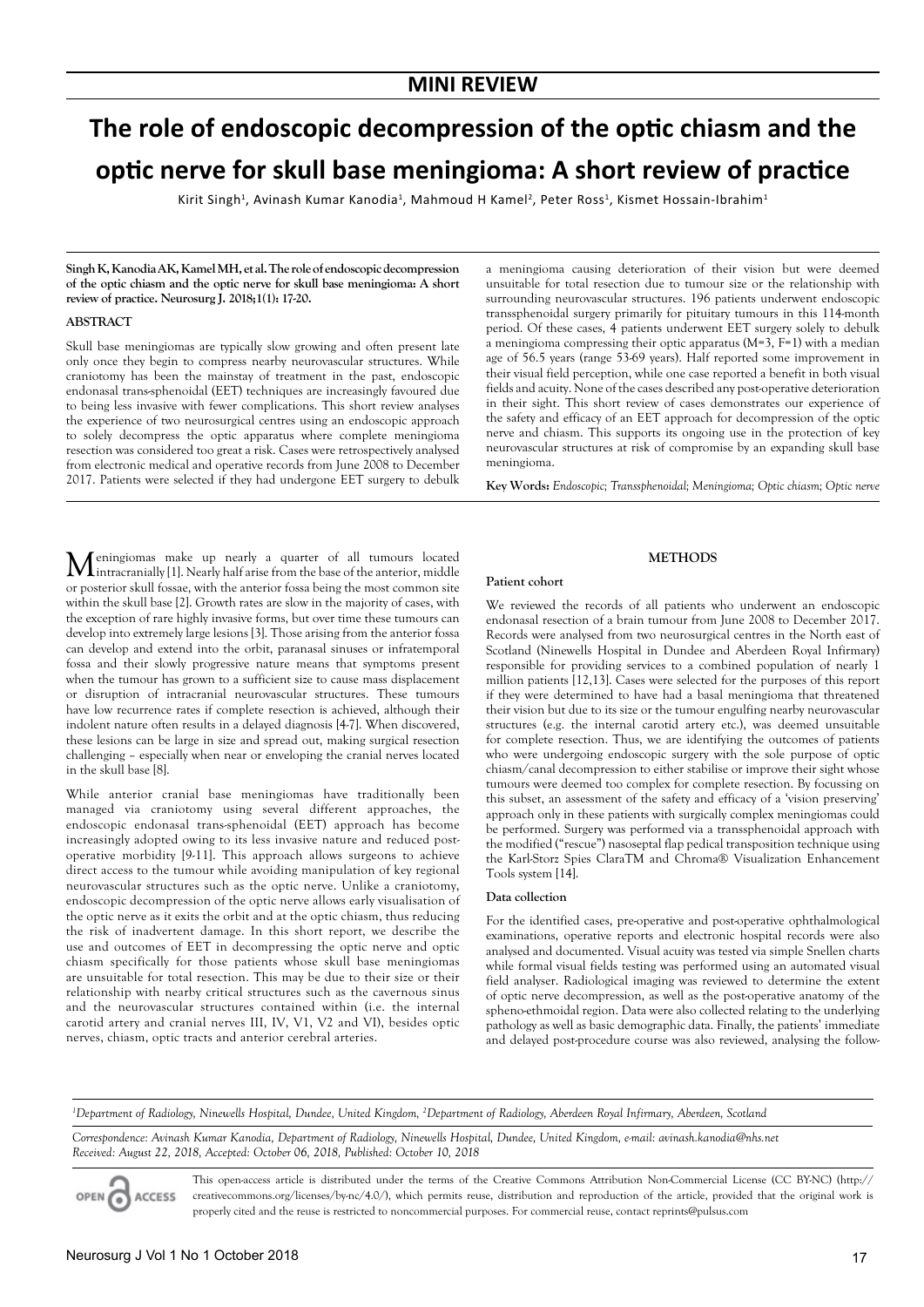MINI REVIEW

# The role of endoscopic decompression of the optic chiasm and the optic nerve for skull base meningioma: A short review of practice

Kirit Singh[1], Avinash Kumar Kanodia[1], Mahmoud H Kamel[2], Peter Ross[1], Kismet Hossain-Ibrahim[1]

**Singh K, Kanodia AK, Kamel MH, et al. The role of endoscopic decompression of the optic chiasm and the optic nerve for skull base meningioma: A short review of practice. Neurosurg J. 2018;1(1): 17-20.**

## ABSTRACT

Skull base meningiomas are typically slow growing and often present late only once they begin to compress nearby neurovascular structures. While craniotomy has been the mainstay of treatment in the past, endoscopic endonasal trans-sphenoidal (EET) techniques are increasingly favoured due to being less invasive with fewer complications. This short review analyses the experience of two neurosurgical centres using an endoscopic approach to solely decompress the optic apparatus where complete meningioma resection was considered too great a risk. Cases were retrospectively analysed from electronic medical and operative records from June 2008 to December 2017. Patients were selected if they had undergone EET surgery to debulk a meningioma causing deterioration of their vision but were deemed unsuitable for total resection due to tumour size or the relationship with surrounding neurovascular structures. 196 patients underwent endoscopic transsphenoidal surgery primarily for pituitary tumours in this 114-month period. Of these cases, 4 patients underwent EET surgery solely to debulk a meningioma compressing their optic apparatus (M=3, F=1) with a median age of 56.5 years (range 53-69 years). Half reported some improvement in their visual field perception, while one case reported a benefit in both visual fields and acuity. None of the cases described any post-operative deterioration in their sight. This short review of cases demonstrates our experience of the safety and efficacy of an EET approach for decompression of the optic nerve and chiasm. This supports its ongoing use in the protection of key neurovascular structures at risk of compromise by an expanding skull base meningioma.

**Key Words:** *Endoscopic; Transsphenoidal; Meningioma; Optic chiasm; Optic nerve*

Meningiomas make up nearly a quarter of all tumours located intracranially [1]. Nearly half arise from the base of the anterior, middle or posterior skull fossae, with the anterior fossa being the most common site within the skull base [2]. Growth rates are slow in the majority of cases, with the exception of rare highly invasive forms, but over time these tumours can develop into extremely large lesions [3]. Those arising from the anterior fossa can develop and extend into the orbit, paranasal sinuses or infratemporal fossa and their slowly progressive nature means that symptoms present when the tumour has grown to a sufficient size to cause mass displacement or disruption of intracranial neurovascular structures. These tumours have low recurrence rates if complete resection is achieved, although their indolent nature often results in a delayed diagnosis [4-7]. When discovered, these lesions can be large in size and spread out, making surgical resection challenging – especially when near or enveloping the cranial nerves located in the skull base [8].

While anterior cranial base meningiomas have traditionally been managed via craniotomy using several different approaches, the endoscopic endonasal trans-sphenoidal (EET) approach has become increasingly adopted owing to its less invasive nature and reduced post-operative morbidity [9-11]. This approach allows surgeons to achieve direct access to the tumour while avoiding manipulation of key regional neurovascular structures such as the optic nerve. Unlike a craniotomy, endoscopic decompression of the optic nerve allows early visualisation of the optic nerve as it exits the orbit and at the optic chiasm, thus reducing the risk of inadvertent damage. In this short report, we describe the use and outcomes of EET in decompressing the optic nerve and optic chiasm specifically for those patients whose skull base meningiomas are unsuitable for total resection. This may be due to their size or their relationship with nearby critical structures such as the cavernous sinus and the neurovascular structures contained within (i.e. the internal carotid artery and cranial nerves III, IV, V1, V2 and VI), besides optic nerves, chiasm, optic tracts and anterior cerebral arteries.

## METHODS

### Patient cohort

We reviewed the records of all patients who underwent an endoscopic endonasal resection of a brain tumour from June 2008 to December 2017. Records were analysed from two neurosurgical centres in the North east of Scotland (Ninewells Hospital in Dundee and Aberdeen Royal Infirmary) responsible for providing services to a combined population of nearly 1 million patients [12,13]. Cases were selected for the purposes of this report if they were determined to have had a basal meningioma that threatened their vision but due to its size or the tumour engulfing nearby neurovascular structures (e.g. the internal carotid artery etc.), was deemed unsuitable for complete resection. Thus, we are identifying the outcomes of patients who were undergoing endoscopic surgery with the sole purpose of optic chiasm/canal decompression to either stabilise or improve their sight whose tumours were deemed too complex for complete resection. By focussing on this subset, an assessment of the safety and efficacy of a 'vision preserving' approach only in these patients with surgically complex meningiomas could be performed. Surgery was performed via a transsphenoidal approach with the modified ("rescue") nasoseptal flap pedical transposition technique using the Karl-Storz Spies ClaraTM and Chroma® Visualization Enhancement Tools system [14].

### Data collection

For the identified cases, pre-operative and post-operative ophthalmological examinations, operative reports and electronic hospital records were also analysed and documented. Visual acuity was tested via simple Snellen charts while formal visual fields testing was performed using an automated visual field analyser. Radiological imaging was reviewed to determine the extent of optic nerve decompression, as well as the post-operative anatomy of the spheno-ethmoidal region. Data were also collected relating to the underlying pathology as well as basic demographic data. Finally, the patients' immediate and delayed post-procedure course was also reviewed, analysing the follow-

[1]*Department of Radiology, Ninewells Hospital, Dundee, United Kingdom,* [2]*Department of Radiology, Aberdeen Royal Infirmary, Aberdeen, Scotland*

*Correspondence: Avinash Kumar Kanodia, Department of Radiology, Ninewells Hospital, Dundee, United Kingdom, e-mail: avinash.kanodia@nhs.net*
*Received: August 22, 2018, Accepted: October 06, 2018, Published: October 10, 2018*

This open-access article is distributed under the terms of the Creative Commons Attribution Non-Commercial License (CC BY-NC) (http://creativecommons.org/licenses/by-nc/4.0/), which permits reuse, distribution and reproduction of the article, provided that the original work is properly cited and the reuse is restricted to noncommercial purposes. For commercial reuse, contact reprints@pulsus.com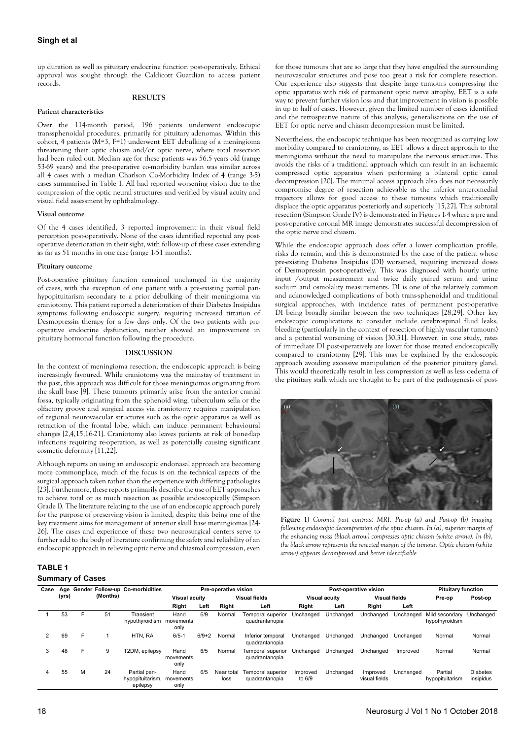up duration as well as pituitary endocrine function post-operatively. Ethical approval was sought through the Caldicott Guardian to access patient records.

## RESULTS

### Patient characteristics

Over the 114-month period, 196 patients underwent endoscopic transsphenoidal procedures, primarily for pituitary adenomas. Within this cohort, 4 patients (M=3, F=1) underwent EET debulking of a meningioma threatening their optic chiasm and/or optic nerve, where total resection had been ruled out. Median age for these patients was 56.5 years old (range 53-69 years) and the pre-operative co-morbidity burden was similar across all 4 cases with a median Charlson Co-Morbidity Index of 4 (range 3-5) cases summarised in Table 1. All had reported worsening vision due to the compression of the optic neural structures and verified by visual acuity and visual field assessment by ophthalmology.

### Visual outcome

Of the 4 cases identified, 3 reported improvement in their visual field perception post-operatively. None of the cases identified reported any post-operative deterioration in their sight, with follow-up of these cases extending as far as 51 months in one case (range 1-51 months).

### Pituitary outcome

Post-operative pituitary function remained unchanged in the majority of cases, with the exception of one patient with a pre-existing partial pan-hypopituitarism secondary to a prior debulking of their meningioma via craniotomy. This patient reported a deterioration of their Diabetes Insipidus symptoms following endoscopic surgery, requiring increased titration of Desmopressin therapy for a few days only. Of the two patients with pre-operative endocrine dysfunction, neither showed an improvement in pituitary hormonal function following the procedure.

## DISCUSSION

In the context of meningioma resection, the endoscopic approach is being increasingly favoured. While craniotomy was the mainstay of treatment in the past, this approach was difficult for those meningiomas originating from the skull base [9]. These tumours primarily arise from the anterior cranial fossa, typically originating from the sphenoid wing, tuberculum sella or the olfactory groove and surgical access via craniotomy requires manipulation of regional neurovascular structures such as the optic apparatus as well as retraction of the frontal lobe, which can induce permanent behavioural changes [2,4,15,16-21]. Craniotomy also leaves patients at risk of bone-flap infections requiring re-operation, as well as potentially causing significant cosmetic deformity [11,22].

Although reports on using an endoscopic endonasal approach are becoming more commonplace, much of the focus is on the technical aspects of the surgical approach taken rather than the experience with differing pathologies [23]. Furthermore, these reports primarily describe the use of EET approaches to achieve total or as much resection as possible endoscopically (Simpson Grade I). The literature relating to the use of an endoscopic approach purely for the purpose of preserving vision is limited, despite this being one of the key treatment aims for management of anterior skull base meningiomas [24-26]. The cases and experience of these two neurosurgical centers serve to further add to the body of literature confirming the safety and reliability of an endoscopic approach in relieving optic nerve and chiasmal compression, even for those tumours that are so large that they have engulfed the surrounding neurovascular structures and pose too great a risk for complete resection. Our experience also suggests that despite large tumours compressing the optic apparatus with risk of permanent optic nerve atrophy, EET is a safe way to prevent further vision loss and that improvement in vision is possible in up to half of cases. However, given the limited number of cases identified and the retrospective nature of this analysis, generalisations on the use of EET for optic nerve and chiasm decompression must be limited.

Nevertheless, the endoscopic technique has been recognized as carrying low morbidity compared to craniotomy, as EET allows a direct approach to the meningioma without the need to manipulate the nervous structures. This avoids the risks of a traditional approach which can result in an ischaemic compressed optic apparatus when performing a bilateral optic canal decompression [20]. The minimal access approach also does not necessarily compromise degree of resection achievable as the inferior anteromedial trajectory allows for good access to these tumours which traditionally displace the optic apparatus posteriorly and superiorly [15,27]. This subtotal resection (Simpson Grade IV) is demonstrated in Figures 1-4 where a pre and post-operative coronal MR image demonstrates successful decompression of the optic nerve and chiasm.

While the endoscopic approach does offer a lower complication profile, risks do remain, and this is demonstrated by the case of the patient whose pre-existing Diabetes Insipidus (DI) worsened, requiring increased doses of Desmopressin post-operatively. This was diagnosed with hourly urine input /output measurement and twice daily paired serum and urine sodium and osmolality measurements. DI is one of the relatively common and acknowledged complications of both trans-sphenoidal and traditional surgical approaches, with incidence rates of permanent post-operative DI being broadly similar between the two techniques [28,29]. Other key endoscopic complications to consider include cerebrospinal fluid leaks, bleeding (particularly in the context of resection of highly vascular tumours) and a potential worsening of vision [30,31]. However, in one study, rates of immediate DI post-operatively are lower for those treated endoscopically compared to craniotomy [29]. This may be explained by the endoscopic approach avoiding excessive manipulation of the posterior pituitary gland. This would theoretically result in less compression as well as less oedema of the pituitary stalk which are thought to be part of the pathogenesis of post-

**Figure 1)** *Coronal post contrast MRI. Pre-op (a) and Post-op (b) imaging following endoscopic decompression of the optic chiasm. In (a), superior margin of the enhancing mass (black arrow) compresses optic chiasm (white arrow). In (b), the black arrow represents the resected margin of the tumour. Optic chiasm (white arrow) appears decompressed and better identifiable*

**TABLE 1**

**Summary of Cases**

| Case | Age (yrs) | Gender | Follow-up (Months) | Co-morbidities | Pre-operative vision | | | | Post-operative vision | | | | Pituitary function | |
|---|---|---|---|---|---|---|---|---|---|---|---|---|---|---|
| | | | | | Visual acuity | | Visual fields | | Visual acuity | | Visual fields | | Pre-op | Post-op |
| | | | | | Right | Left | Right | Left | Right | Left | Right | Left | | |
| 1 | 53 | F | 51 | Transient hypothyroidism | Hand movements only | 6/9 | Normal | Temporal superior quadrantanopia | Unchanged | Unchanged | Unchanged | Unchanged | Mild secondary hypothyroidism | Unchanged |
| 2 | 69 | F | 1 | HTN, RA | 6/5-1 | 6/9+2 | Normal | Inferior temporal quadrantanopia | Unchanged | Unchanged | Unchanged | Unchanged | Normal | Normal |
| 3 | 48 | F | 9 | T2DM, epilepsy | Hand movements only | 6/5 | Normal | Temporal superior quadrantanopia | Unchanged | Unchanged | Unchanged | Improved | Normal | Normal |
| 4 | 55 | M | 24 | Partial pan-hypopituitarism, epilepsy | Hand movements only | 6/5 | Near total loss | Temporal superior quadrantanopia | Improved to 6/9 | Unchanged | Improved visual fields | Unchanged | Partial hypopituitarism | Diabetes insipidus |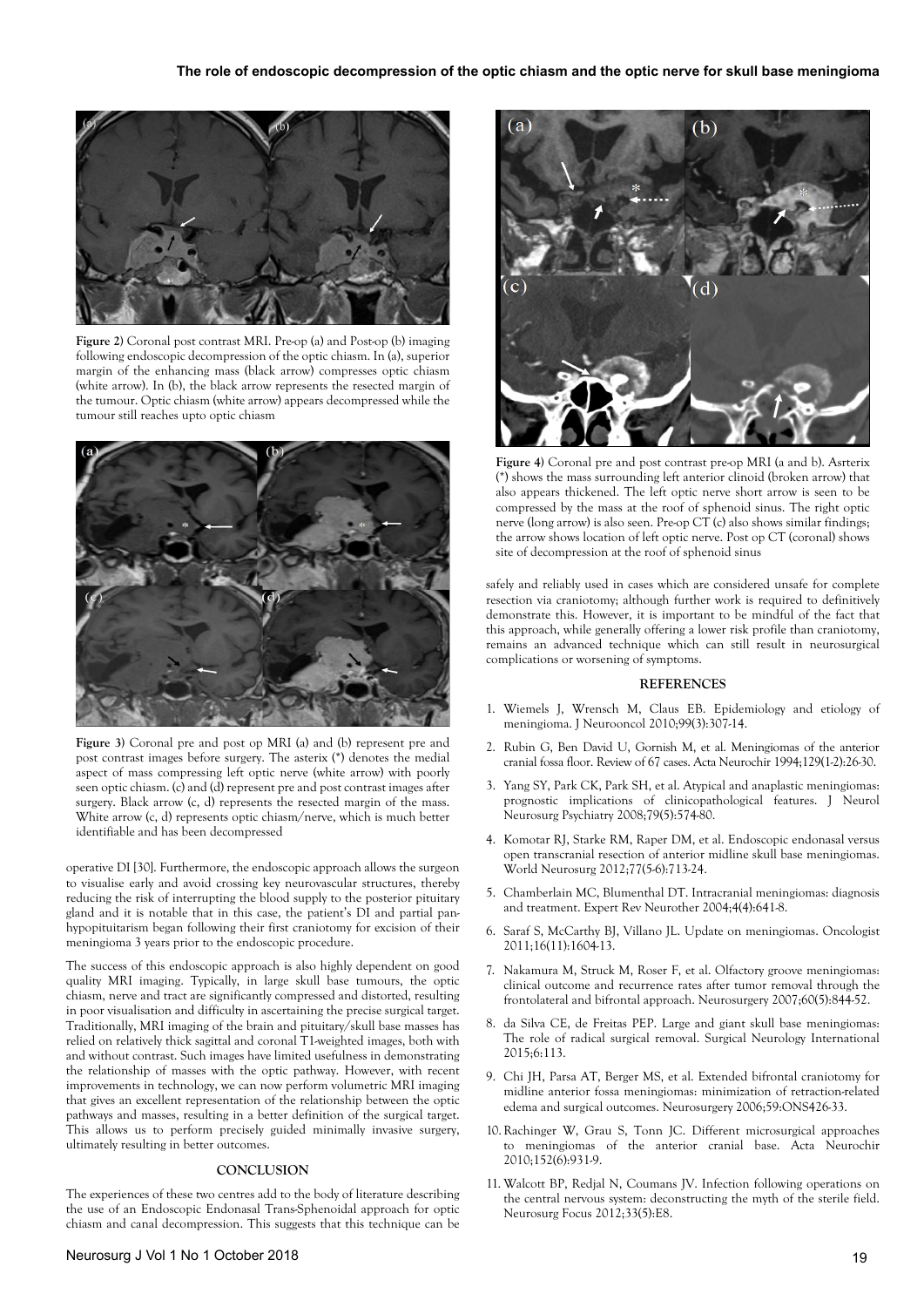**Figure 2)** Coronal post contrast MRI. Pre-op (a) and Post-op (b) imaging following endoscopic decompression of the optic chiasm. In (a), superior margin of the enhancing mass (black arrow) compresses optic chiasm (white arrow). In (b), the black arrow represents the resected margin of the tumour. Optic chiasm (white arrow) appears decompressed while the tumour still reaches upto optic chiasm

**Figure 3)** Coronal pre and post op MRI (a) and (b) represent pre and post contrast images before surgery. The asterix (*) denotes the medial aspect of mass compressing left optic nerve (white arrow) with poorly seen optic chiasm. (c) and (d) represent pre and post contrast images after surgery. Black arrow (c, d) represents the resected margin of the mass. White arrow (c, d) represents optic chiasm/nerve, which is much better identifiable and has been decompressed

operative DI [30]. Furthermore, the endoscopic approach allows the surgeon to visualise early and avoid crossing key neurovascular structures, thereby reducing the risk of interrupting the blood supply to the posterior pituitary gland and it is notable that in this case, the patient's DI and partial pan-hypopituitarism began following their first craniotomy for excision of their meningioma 3 years prior to the endoscopic procedure.

The success of this endoscopic approach is also highly dependent on good quality MRI imaging. Typically, in large skull base tumours, the optic chiasm, nerve and tract are significantly compressed and distorted, resulting in poor visualisation and difficulty in ascertaining the precise surgical target. Traditionally, MRI imaging of the brain and pituitary/skull base masses has relied on relatively thick sagittal and coronal T1-weighted images, both with and without contrast. Such images have limited usefulness in demonstrating the relationship of masses with the optic pathway. However, with recent improvements in technology, we can now perform volumetric MRI imaging that gives an excellent representation of the relationship between the optic pathways and masses, resulting in a better definition of the surgical target. This allows us to perform precisely guided minimally invasive surgery, ultimately resulting in better outcomes.

## CONCLUSION

The experiences of these two centres add to the body of literature describing the use of an Endoscopic Endonasal Trans-Sphenoidal approach for optic chiasm and canal decompression. This suggests that this technique can be safely and reliably used in cases which are considered unsafe for complete resection via craniotomy; although further work is required to definitively demonstrate this. However, it is important to be mindful of the fact that this approach, while generally offering a lower risk profile than craniotomy, remains an advanced technique which can still result in neurosurgical complications or worsening of symptoms.

**Figure 4)** Coronal pre and post contrast pre-op MRI (a and b). Asrterix (*) shows the mass surrounding left anterior clinoid (broken arrow) that also appears thickened. The left optic nerve short arrow is seen to be compressed by the mass at the roof of sphenoid sinus. The right optic nerve (long arrow) is also seen. Pre-op CT (c) also shows similar findings; the arrow shows location of left optic nerve. Post op CT (coronal) shows site of decompression at the roof of sphenoid sinus

## REFERENCES

1. Wiemels J, Wrensch M, Claus EB. Epidemiology and etiology of meningioma. J Neurooncol 2010;99(3):307-14.
2. Rubin G, Ben David U, Gornish M, et al. Meningiomas of the anterior cranial fossa floor. Review of 67 cases. Acta Neurochir 1994;129(1-2):26-30.
3. Yang SY, Park CK, Park SH, et al. Atypical and anaplastic meningiomas: prognostic implications of clinicopathological features. J Neurol Neurosurg Psychiatry 2008;79(5):574-80.
4. Komotar RJ, Starke RM, Raper DM, et al. Endoscopic endonasal versus open transcranial resection of anterior midline skull base meningiomas. World Neurosurg 2012;77(5-6):713-24.
5. Chamberlain MC, Blumenthal DT. Intracranial meningiomas: diagnosis and treatment. Expert Rev Neurother 2004;4(4):641-8.
6. Saraf S, McCarthy BJ, Villano JL. Update on meningiomas. Oncologist 2011;16(11):1604-13.
7. Nakamura M, Struck M, Roser F, et al. Olfactory groove meningiomas: clinical outcome and recurrence rates after tumor removal through the frontolateral and bifrontal approach. Neurosurgery 2007;60(5):844-52.
8. da Silva CE, de Freitas PEP. Large and giant skull base meningiomas: The role of radical surgical removal. Surgical Neurology International 2015;6:113.
9. Chi JH, Parsa AT, Berger MS, et al. Extended bifrontal craniotomy for midline anterior fossa meningiomas: minimization of retraction-related edema and surgical outcomes. Neurosurgery 2006;59:ONS426-33.
10. Rachinger W, Grau S, Tonn JC. Different microsurgical approaches to meningiomas of the anterior cranial base. Acta Neurochir 2010;152(6):931-9.
11. Walcott BP, Redjal N, Coumans JV. Infection following operations on the central nervous system: deconstructing the myth of the sterile field. Neurosurg Focus 2012;33(5):E8.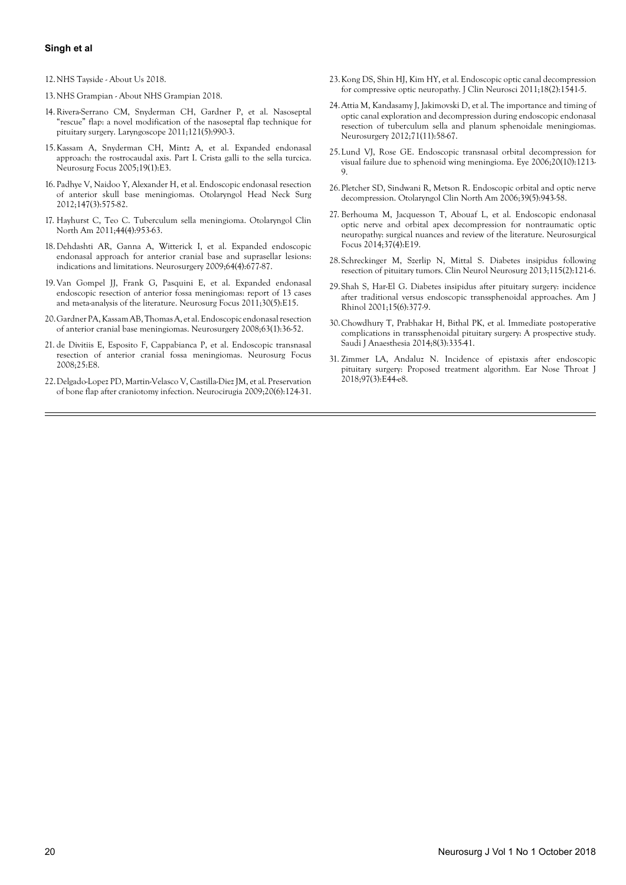12. NHS Tayside - About Us 2018.

13. NHS Grampian - About NHS Grampian 2018.

14. Rivera-Serrano CM, Snyderman CH, Gardner P, et al. Nasoseptal "rescue" flap: a novel modification of the nasoseptal flap technique for pituitary surgery. Laryngoscope 2011;121(5):990-3.

15. Kassam A, Snyderman CH, Mintz A, et al. Expanded endonasal approach: the rostrocaudal axis. Part I. Crista galli to the sella turcica. Neurosurg Focus 2005;19(1):E3.

16. Padhye V, Naidoo Y, Alexander H, et al. Endoscopic endonasal resection of anterior skull base meningiomas. Otolaryngol Head Neck Surg 2012;147(3):575-82.

17. Hayhurst C, Teo C. Tuberculum sella meningioma. Otolaryngol Clin North Am 2011;44(4):953-63.

18. Dehdashti AR, Ganna A, Witterick I, et al. Expanded endoscopic endonasal approach for anterior cranial base and suprasellar lesions: indications and limitations. Neurosurgery 2009;64(4):677-87.

19. Van Gompel JJ, Frank G, Pasquini E, et al. Expanded endonasal endoscopic resection of anterior fossa meningiomas: report of 13 cases and meta-analysis of the literature. Neurosurg Focus 2011;30(5):E15.

20. Gardner PA, Kassam AB, Thomas A, et al. Endoscopic endonasal resection of anterior cranial base meningiomas. Neurosurgery 2008;63(1):36-52.

21. de Divitiis E, Esposito F, Cappabianca P, et al. Endoscopic transnasal resection of anterior cranial fossa meningiomas. Neurosurg Focus 2008;25:E8.

22. Delgado-Lopez PD, Martin-Velasco V, Castilla-Diez JM, et al. Preservation of bone flap after craniotomy infection. Neurocirugia 2009;20(6):124-31.

23. Kong DS, Shin HJ, Kim HY, et al. Endoscopic optic canal decompression for compressive optic neuropathy. J Clin Neurosci 2011;18(2):1541-5.

24. Attia M, Kandasamy J, Jakimovski D, et al. The importance and timing of optic canal exploration and decompression during endoscopic endonasal resection of tuberculum sella and planum sphenoidale meningiomas. Neurosurgery 2012;71(11):58-67.

25. Lund VJ, Rose GE. Endoscopic transnasal orbital decompression for visual failure due to sphenoid wing meningioma. Eye 2006;20(10):1213-9.

26. Pletcher SD, Sindwani R, Metson R. Endoscopic orbital and optic nerve decompression. Otolaryngol Clin North Am 2006;39(5):943-58.

27. Berhouma M, Jacquesson T, Abouaf L, et al. Endoscopic endonasal optic nerve and orbital apex decompression for nontraumatic optic neuropathy: surgical nuances and review of the literature. Neurosurgical Focus 2014;37(4):E19.

28. Schreckinger M, Szerlip N, Mittal S. Diabetes insipidus following resection of pituitary tumors. Clin Neurol Neurosurg 2013;115(2):121-6.

29. Shah S, Har-El G. Diabetes insipidus after pituitary surgery: incidence after traditional versus endoscopic transsphenoidal approaches. Am J Rhinol 2001;15(6):377-9.

30. Chowdhury T, Prabhakar H, Bithal PK, et al. Immediate postoperative complications in transsphenoidal pituitary surgery: A prospective study. Saudi J Anaesthesia 2014;8(3):335-41.

31. Zimmer LA, Andaluz N. Incidence of epistaxis after endoscopic pituitary surgery: Proposed treatment algorithm. Ear Nose Throat J 2018;97(3):E44-e8.